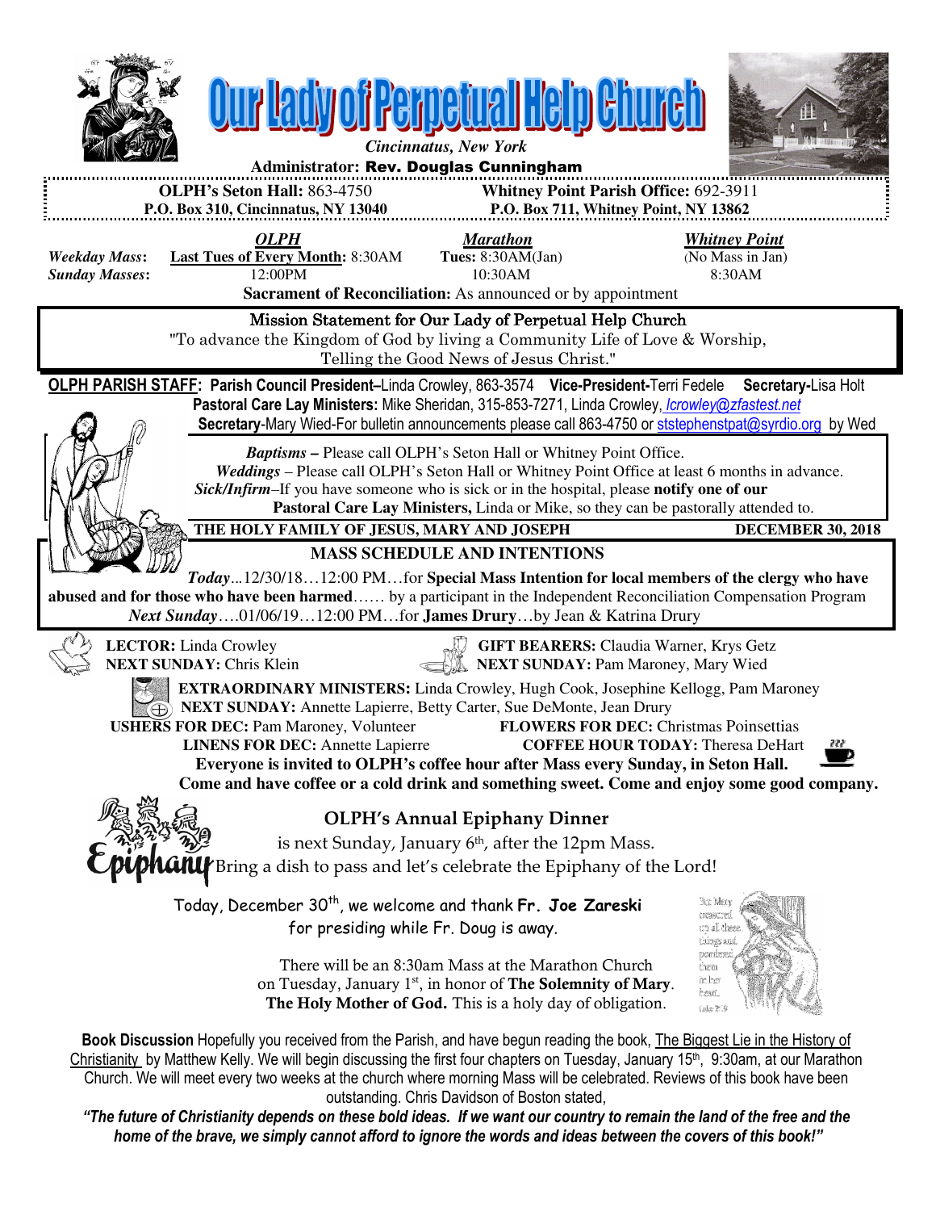# Our Lady of Perpetual Help Church

*Cincinnatus, New York*

**Administrator: Rev. Douglas Cunningham**

**OLPH's Seton Hall:** 863-4750
**P.O. Box 310, Cincinnatus, NY 13040**

**Whitney Point Parish Office:** 692-3911
**P.O. Box 711, Whitney Point, NY 13862**

| | *OLPH* | *Marathon* | *Whitney Point* |
|---|---|---|---|
| ***Weekday Mass*:** | **Last Tues of Every Month:** 8:30AM | **Tues:** 8:30AM(Jan) | (No Mass in Jan) |
| ***Sunday Masses*:** | 12:00PM | 10:30AM | 8:30AM |

**Sacrament of Reconciliation:** As announced or by appointment

## Mission Statement for Our Lady of Perpetual Help Church

"To advance the Kingdom of God by living a Community Life of Love & Worship, Telling the Good News of Jesus Christ."

**OLPH PARISH STAFF: Parish Council President–**Linda Crowley, 863-3574 **Vice-President-**Terri Fedele **Secretary-**Lisa Holt
**Pastoral Care Lay Ministers:** Mike Sheridan, 315-853-7271, Linda Crowley, *lcrowley@zfastest.net*
**Secretary**-Mary Wied-For bulletin announcements please call 863-4750 or ststephenstpat@syrdio.org by Wed

***Baptisms* –** Please call OLPH's Seton Hall or Whitney Point Office.
***Weddings*** – Please call OLPH's Seton Hall or Whitney Point Office at least 6 months in advance.
***Sick/Infirm***–If you have someone who is sick or in the hospital, please **notify one of our Pastoral Care Lay Ministers,** Linda or Mike, so they can be pastorally attended to.

**THE HOLY FAMILY OF JESUS, MARY AND JOSEPH** **DECEMBER 30, 2018**

## MASS SCHEDULE AND INTENTIONS

***Today***...12/30/18…12:00 PM…for **Special Mass Intention for local members of the clergy who have abused and for those who have been harmed**…… by a participant in the Independent Reconciliation Compensation Program
***Next Sunday***….01/06/19…12:00 PM…for **James Drury**…by Jean & Katrina Drury

**LECTOR:** Linda Crowley
**NEXT SUNDAY:** Chris Klein

**GIFT BEARERS:** Claudia Warner, Krys Getz
**NEXT SUNDAY:** Pam Maroney, Mary Wied

**EXTRAORDINARY MINISTERS:** Linda Crowley, Hugh Cook, Josephine Kellogg, Pam Maroney
**NEXT SUNDAY:** Annette Lapierre, Betty Carter, Sue DeMonte, Jean Drury

**USHERS FOR DEC:** Pam Maroney, Volunteer **FLOWERS FOR DEC:** Christmas Poinsettias
**LINENS FOR DEC:** Annette Lapierre **COFFEE HOUR TODAY:** Theresa DeHart

**Everyone is invited to OLPH's coffee hour after Mass every Sunday, in Seton Hall. Come and have coffee or a cold drink and something sweet. Come and enjoy some good company.**

## OLPH's Annual Epiphany Dinner

is next Sunday, January 6th, after the 12pm Mass.
Bring a dish to pass and let's celebrate the Epiphany of the Lord!

Today, December 30th, we welcome and thank **Fr. Joe Zareski** for presiding while Fr. Doug is away.

There will be an 8:30am Mass at the Marathon Church on Tuesday, January 1st, in honor of **The Solemnity of Mary. The Holy Mother of God.** This is a holy day of obligation.

But Mary treasured up all these things and pondered them in her heart. Luke 2:19

**Book Discussion** Hopefully you received from the Parish, and have begun reading the book, The Biggest Lie in the History of Christianity by Matthew Kelly. We will begin discussing the first four chapters on Tuesday, January 15th, 9:30am, at our Marathon Church. We will meet every two weeks at the church where morning Mass will be celebrated. Reviews of this book have been outstanding. Chris Davidson of Boston stated,

***"The future of Christianity depends on these bold ideas. If we want our country to remain the land of the free and the home of the brave, we simply cannot afford to ignore the words and ideas between the covers of this book!"***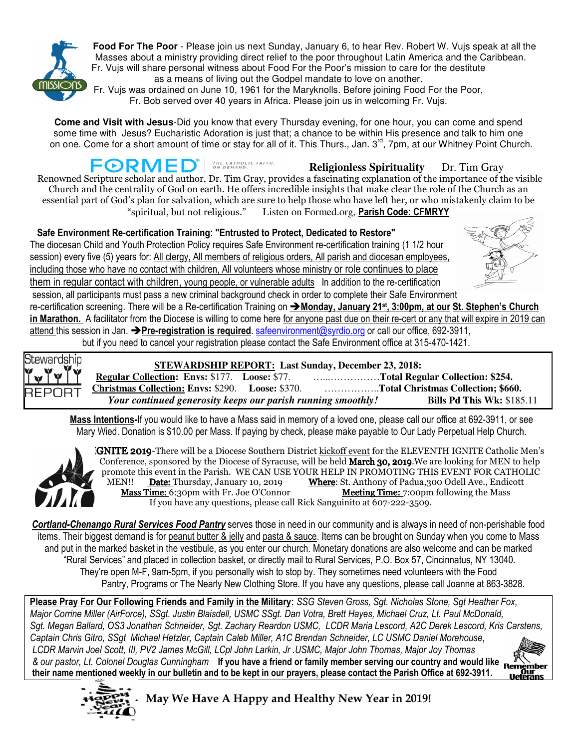**Food For The Poor** - Please join us next Sunday, January 6, to hear Rev. Robert W. Vujs speak at all the Masses about a ministry providing direct relief to the poor throughout Latin America and the Caribbean. Fr. Vujs will share personal witness about Food For the Poor's mission to care for the destitute as a means of living out the Godpel mandate to love on another. Fr. Vujs was ordained on June 10, 1961 for the Maryknolls. Before joining Food For the Poor, Fr. Bob served over 40 years in Africa. Please join us in welcoming Fr. Vujs.

**Come and Visit with Jesus**-Did you know that every Thursday evening, for one hour, you can come and spend some time with Jesus? Eucharistic Adoration is just that; a chance to be within His presence and talk to him one on one. Come for a short amount of time or stay for all of it. This Thurs., Jan. 3rd, 7pm, at our Whitney Point Church.

FORMED THE CATHOLIC FAITH. ON DEMAND. **Religionless Spirituality** Dr. Tim Gray

Renowned Scripture scholar and author, Dr. Tim Gray, provides a fascinating explanation of the importance of the visible Church and the centrality of God on earth. He offers incredible insights that make clear the role of the Church as an essential part of God's plan for salvation, which are sure to help those who have left her, or who mistakenly claim to be "spiritual, but not religious." Listen on Formed.org, **Parish Code: CFMRYY**

**Safe Environment Re-certification Training: "Entrusted to Protect, Dedicated to Restore"**

The diocesan Child and Youth Protection Policy requires Safe Environment re-certification training (1 1/2 hour session) every five (5) years for: All clergy, All members of religious orders, All parish and diocesan employees, including those who have no contact with children, All volunteers whose ministry or role continues to place them in regular contact with children, young people, or vulnerable adults In addition to the re-certification session, all participants must pass a new criminal background check in order to complete their Safe Environment re-certification screening. There will be a Re-certification Training on ➔**Monday, January 21st, 3:00pm, at our St. Stephen's Church in Marathon.** A facilitator from the Diocese is willing to come here for anyone past due on their re-cert or any that will expire in 2019 can attend this session in Jan. ➔**Pre-registration is required**. safeenvironment@syrdio.org or call our office, 692-3911, but if you need to cancel your registration please contact the Safe Environment office at 315-470-1421.

Stewardship REPORT

**STEWARDSHIP REPORT: Last Sunday, December 23, 2018:**

**Regular Collection: Envs:** $177. **Loose:** $77. …...……………**Total Regular Collection: $254.**

**Christmas Collection: Envs:** $290. **Loose:** $370. ……………..**Total Christmas Collection; $660.**

***Your continued generosity keeps our parish running smoothly!*** **Bills Pd This Wk:** $185.11

**Mass Intentions-**If you would like to have a Mass said in memory of a loved one, please call our office at 692-3911, or see Mary Wied. Donation is $10.00 per Mass. If paying by check, please make payable to Our Lady Perpetual Help Church.

**IGNITE 2019**-There will be a Diocese Southern District kickoff event for the ELEVENTH IGNITE Catholic Men's Conference, sponsored by the Diocese of Syracuse, will be held **March 30, 2019**.We are looking for MEN to help promote this event in the Parish. WE CAN USE YOUR HELP IN PROMOTING THIS EVENT FOR CATHOLIC MEN!! **Date:** Thursday, January 10, 2019 **Where**: St. Anthony of Padua,300 Odell Ave., Endicott **Mass Time:** 6:30pm with Fr. Joe O'Connor **Meeting Time:** 7:00pm following the Mass If you have any questions, please call Rick Sanguinito at 607-222-3509.

***Cortland-Chenango Rural Services Food Pantry*** serves those in need in our community and is always in need of non-perishable food items. Their biggest demand is for peanut butter & jelly and pasta & sauce. Items can be brought on Sunday when you come to Mass and put in the marked basket in the vestibule, as you enter our church. Monetary donations are also welcome and can be marked "Rural Services" and placed in collection basket, or directly mail to Rural Services, P.O. Box 57, Cincinnatus, NY 13040. They're open M-F, 9am-5pm, if you personally wish to stop by. They sometimes need volunteers with the Food Pantry, Programs or The Nearly New Clothing Store. If you have any questions, please call Joanne at 863-3828.

**Please Pray For Our Following Friends and Family in the Military:** *SSG Steven Gross, Sgt. Nicholas Stone, Sgt Heather Fox, Major Corrine Miller (AirForce), SSgt. Justin Blaisdell, USMC SSgt. Dan Votra, Brett Hayes, Michael Cruz, Lt. Paul McDonald, Sgt. Megan Ballard, OS3 Jonathan Schneider, Sgt. Zachary Reardon USMC, LCDR Maria Lescord, A2C Derek Lescord, Kris Carstens, Captain Chris Gitro, SSgt Michael Hetzler, Captain Caleb Miller, A1C Brendan Schneider, LC USMC Daniel Morehouse, LCDR Marvin Joel Scott, III, PV2 James McGill, LCpl John Larkin, Jr .USMC, Major John Thomas, Major Joy Thomas & our pastor, Lt. Colonel Douglas Cunningham* **If you have a friend or family member serving our country and would like their name mentioned weekly in our bulletin and to be kept in our prayers, please contact the Parish Office at 692-3911.**

Remember Our Veterans

**May We Have A Happy and Healthy New Year in 2019!**